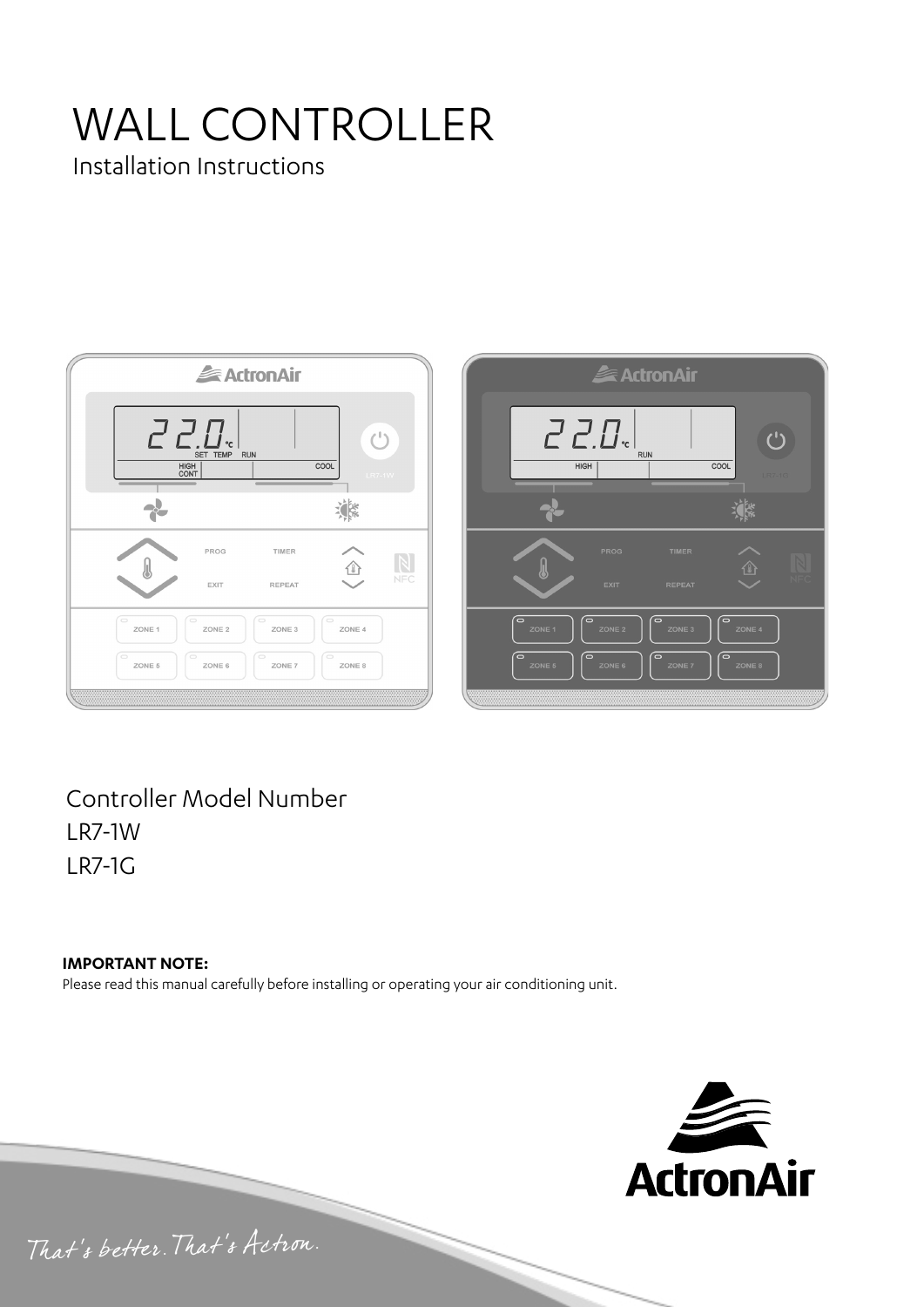# WALL CONTROLLER

Installation Instructions

Controller Model Number

LR7-1W

LR7-1G

**IMPORTANT NOTE:**

Please read this manual carefully before installing or operating your air conditioning unit.

That's better. That's Actron.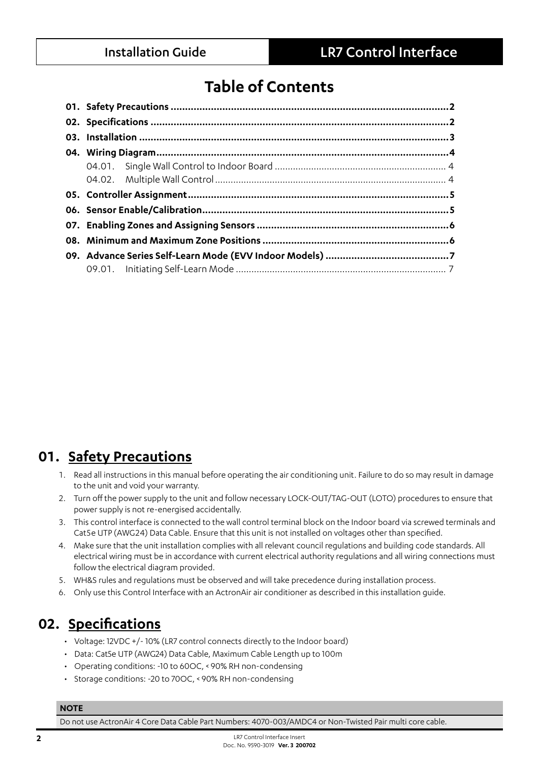# Table of Contents

| | | |
|---|---|---|
| **01.** | **Safety Precautions** | **2** |
| **02.** | **Specifications** | **2** |
| **03.** | **Installation** | **3** |
| **04.** | **Wiring Diagram** | **4** |
| | 04.01. Single Wall Control to Indoor Board | 4 |
| | 04.02. Multiple Wall Control | 4 |
| **05.** | **Controller Assignment** | **5** |
| **06.** | **Sensor Enable/Calibration** | **5** |
| **07.** | **Enabling Zones and Assigning Sensors** | **6** |
| **08.** | **Minimum and Maximum Zone Positions** | **6** |
| **09.** | **Advance Series Self-Learn Mode (EVV Indoor Models)** | **7** |
| | 09.01. Initiating Self-Learn Mode | 7 |

## 01. Safety Precautions

1. Read all instructions in this manual before operating the air conditioning unit. Failure to do so may result all in damage to the unit and void your warranty.
2. Turn off the power supply to the unit and follow necessary LOCK-OUT/TAG-OUT (LOTO) procedures to ensure that power supply is not re-energised accidentally.
3. This control interface is connected to the wall control terminal block on the Indoor board via screwed terminals and Cat5e UTP (AWG24) Data Cable. Ensure that this unit is not installed on voltages other than specified.
4. Make sure that the unit installation complies with all relevant council regulations and building code standards. All electrical wiring must be in accordance with current electrical authority regulations and all wiring connections must follow the electrical diagram provided.
5. WH&S rules and regulations must be observed and will take precedence during installation process.
6. Only use this Control Interface with an ActronAir air conditioner as described in this installation guide.

## 02. Specifications

- Voltage: 12VDC +/- 10% (LR7 control connects directly to the Indoor board)
- Data: Cat5e UTP (AWG24) Data Cable, Maximum Cable Length up to 100m
- Operating conditions: -10 to 60OC, < 90% RH non-condensing
- Storage conditions: -20 to 70OC, < 90% RH non-condensing

| **NOTE** |
|---|
| Do not use ActronAir 4 Core Data Cable Part Numbers: 4070-003/AMDC4 or Non-Twisted Pair multi core cable. |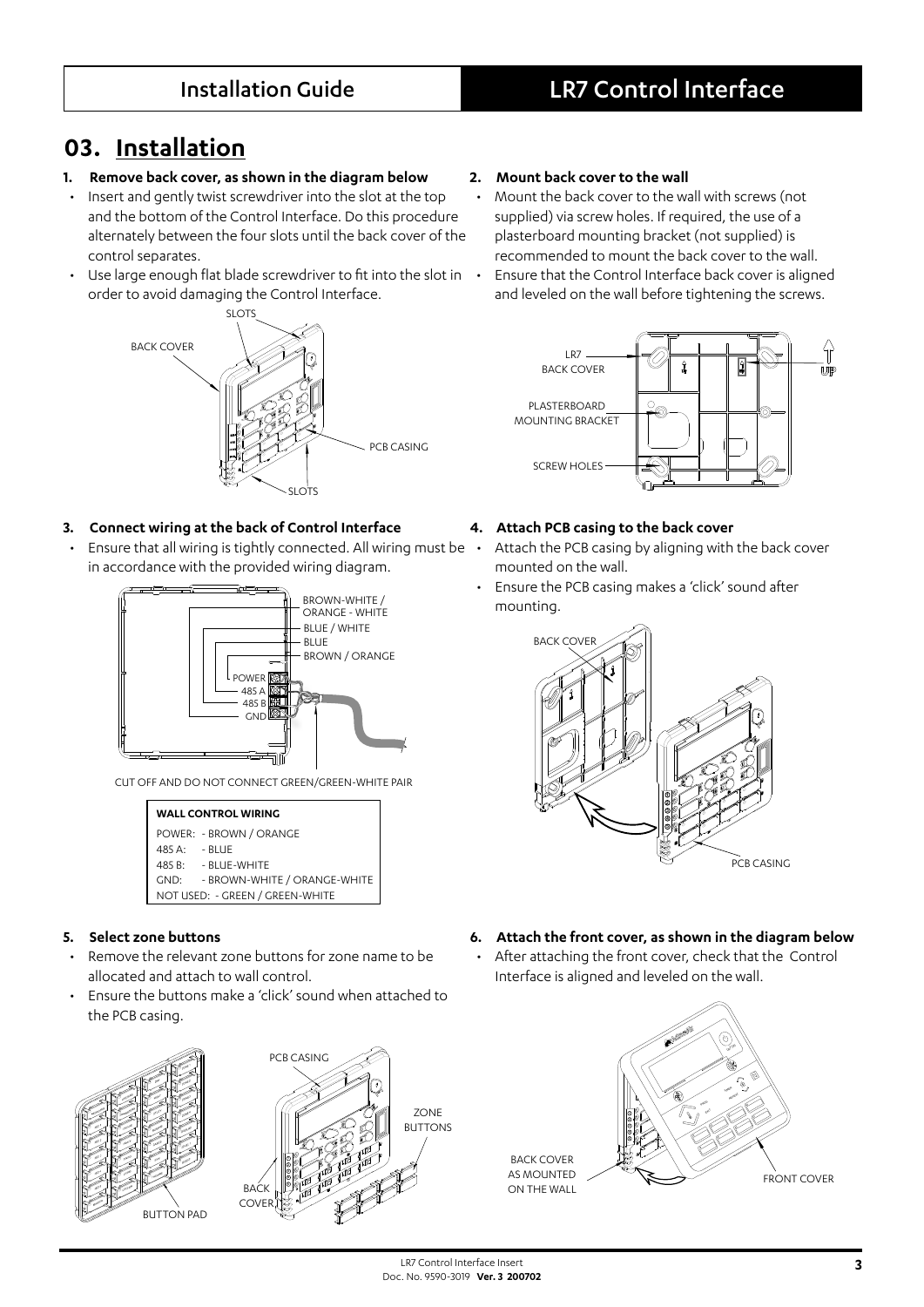## 03. Installation

**1. Remove back cover, as shown in the diagram below**

- Insert and gently twist screwdriver into the slot at the top and the bottom of the Control Interface. Do this procedure alternately between the four slots until the back cover of the control separates.
- Use large enough flat blade screwdriver to fit into the slot in order to avoid damaging the Control Interface.

**2. Mount back cover to the wall**

- Mount the back cover to the wall with screws (not supplied) via screw holes. If required, the use of a plasterboard mounting bracket (not supplied) is recommended to mount the back cover to the wall.
- Ensure that the Control Interface back cover is aligned and leveled on the wall before tightening the screws.

**3. Connect wiring at the back of Control Interface**

- Ensure that all wiring is tightly connected. All wiring must be in accordance with the provided wiring diagram.

CUT OFF AND DO NOT CONNECT GREEN/GREEN-WHITE PAIR

| WALL CONTROL WIRING | |
|---|---|
| POWER: | - BROWN / ORANGE |
| 485 A: | - BLUE |
| 485 B: | - BLUE-WHITE |
| GND: | - BROWN-WHITE / ORANGE-WHITE |
| NOT USED: | - GREEN / GREEN-WHITE |

**4. Attach PCB casing to the back cover**

- Attach the PCB casing by aligning with the back cover mounted on the wall.
- Ensure the PCB casing makes a 'click' sound after mounting.

**5. Select zone buttons**

- Remove the relevant zone buttons for zone name to be allocated and attach to wall control.
- Ensure the buttons make a 'click' sound when attached to the PCB casing.

**6. Attach the front cover, as shown in the diagram below**

- After attaching the front cover, check that the Control Interface is aligned and leveled on the wall.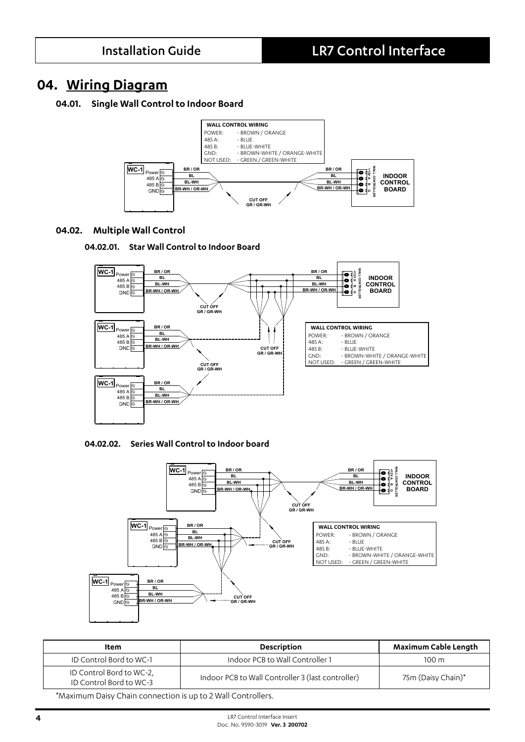# 04. Wiring Diagram

## 04.01. Single Wall Control to Indoor Board

**WALL CONTROL WIRING**

POWER: - BROWN / ORANGE
485 A: - BLUE
485 B: - BLUE-WHITE
GND: - BROWN-WHITE / ORANGE-WHITE
NOT USED: - GREEN / GREEN-WHITE

WC-1: Power, 485 A, 485 B, GND — BR / OR, BL, BL-WH, BR-WH / OR-WH — CUT OFF GR / GR-WH — INDOOR CONTROL BOARD (WALL CONTROLLER +12V A B G)

## 04.02. Multiple Wall Control

### 04.02.01. Star Wall Control to Indoor Board

**WALL CONTROL WIRING**

POWER: - BROWN / ORANGE
485 A: - BLUE
485 B: - BLUE-WHITE
GND: - BROWN-WHITE / ORANGE-WHITE
NOT USED: - GREEN / GREEN-WHITE

### 04.02.02. Series Wall Control to Indoor board

**WALL CONTROL WIRING**

POWER: - BROWN / ORANGE
485 A: - BLUE
485 B: - BLUE-WHITE
GND: - BROWN-WHITE / ORANGE-WHITE
NOT USED: - GREEN / GREEN-WHITE

| Item | Description | Maximum Cable Length |
|---|---|---|
| ID Control Bord to WC-1 | Indoor PCB to Wall Controller 1 | 100 m |
| ID Control Bord to WC-2, ID Control Bord to WC-3 | Indoor PCB to Wall Controller 3 (last controller) | 75m (Daisy Chain)* |

*Maximum Daisy Chain connection is up to 2 Wall Controllers.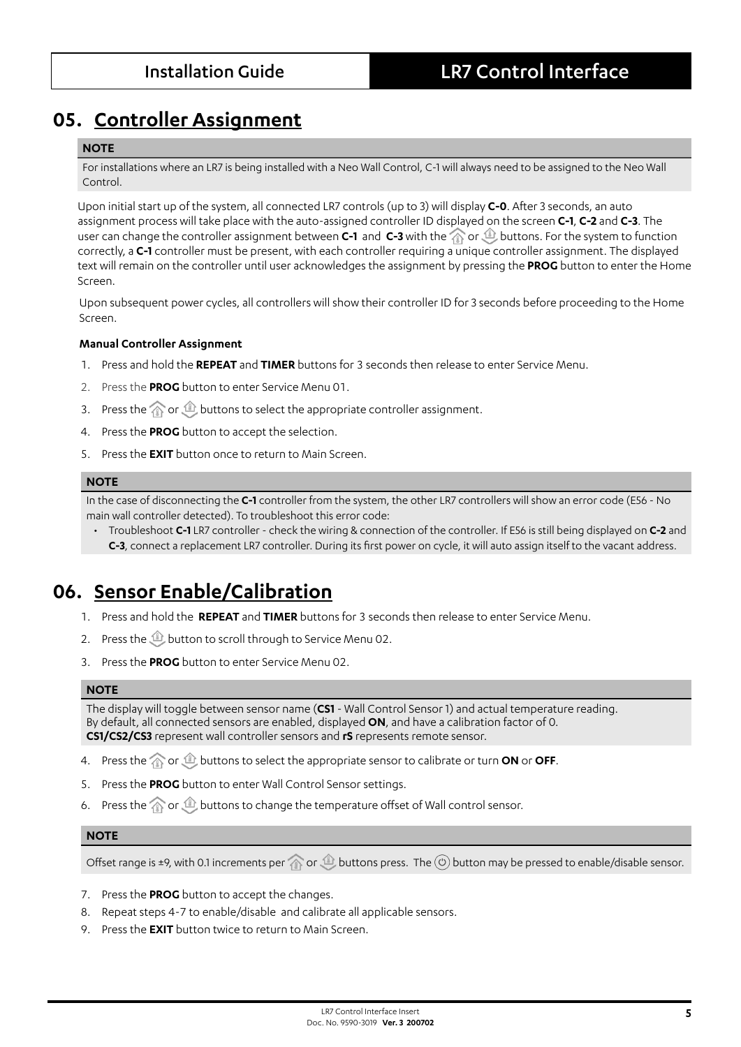## 05. Controller Assignment

> **NOTE**
>
> For installations where an LR7 is being installed with a Neo Wall Control, C-1 will always need to be assigned to the Neo Wall Control.

Upon initial start up of the system, all connected LR7 controls (up to 3) will display **C-0**. After 3 seconds, an auto assignment process will take place with the auto-assigned controller ID displayed on the screen **C-1**, **C-2** and **C-3**. The user can change the controller assignment between **C-1** and **C-3** with the ▲ or ▼ buttons. For the system to function correctly, a **C-1** controller must be present, with each controller requiring a unique controller assignment. The displayed text will remain on the controller until user acknowledges the assignment by pressing the **PROG** button to enter the Home Screen.

Upon subsequent power cycles, all controllers will show their controller ID for 3 seconds before proceeding to the Home Screen.

**Manual Controller Assignment**

1. Press and hold the **REPEAT** and **TIMER** buttons for 3 seconds then release to enter Service Menu.
2. Press the **PROG** button to enter Service Menu 01.
3. Press the ▲ or ▼ buttons to select the appropriate controller assignment.
4. Press the **PROG** button to accept the selection.
5. Press the **EXIT** button once to return to Main Screen.

> **NOTE**
>
> In the case of disconnecting the **C-1** controller from the system, the other LR7 controllers will show an error code (E56 - No main wall controller detected). To troubleshoot this error code:
>
> - Troubleshoot **C-1** LR7 controller - check the wiring & connection of the controller. If E56 is still being displayed on **C-2** and **C-3**, connect a replacement LR7 controller. During its first power on cycle, it will auto assign itself to the vacant address.

## 06. Sensor Enable/Calibration

1. Press and hold the **REPEAT** and **TIMER** buttons for 3 seconds then release to enter Service Menu.
2. Press the ▼ button to scroll through to Service Menu 02.
3. Press the **PROG** button to enter Service Menu 02.

> **NOTE**
>
> The display will toggle between sensor name (**CS1** - Wall Control Sensor 1) and actual temperature reading.
> By default, all connected sensors are enabled, displayed **ON**, and have a calibration factor of 0.
> **CS1/CS2/CS3** represent wall controller sensors and **rS** represents remote sensor.

4. Press the ▲ or ▼ buttons to select the appropriate sensor to calibrate or turn **ON** or **OFF**.
5. Press the **PROG** button to enter Wall Control Sensor settings.
6. Press the ▲ or ▼ buttons to change the temperature offset of Wall control sensor.

> **NOTE**
>
> Offset range is ±9, with 0.1 increments per ▲ or ▼ buttons press. The ⏻ button may be pressed to enable/disable sensor.

7. Press the **PROG** button to accept the changes.
8. Repeat steps 4-7 to enable/disable and calibrate all applicable sensors.
9. Press the **EXIT** button twice to return to Main Screen.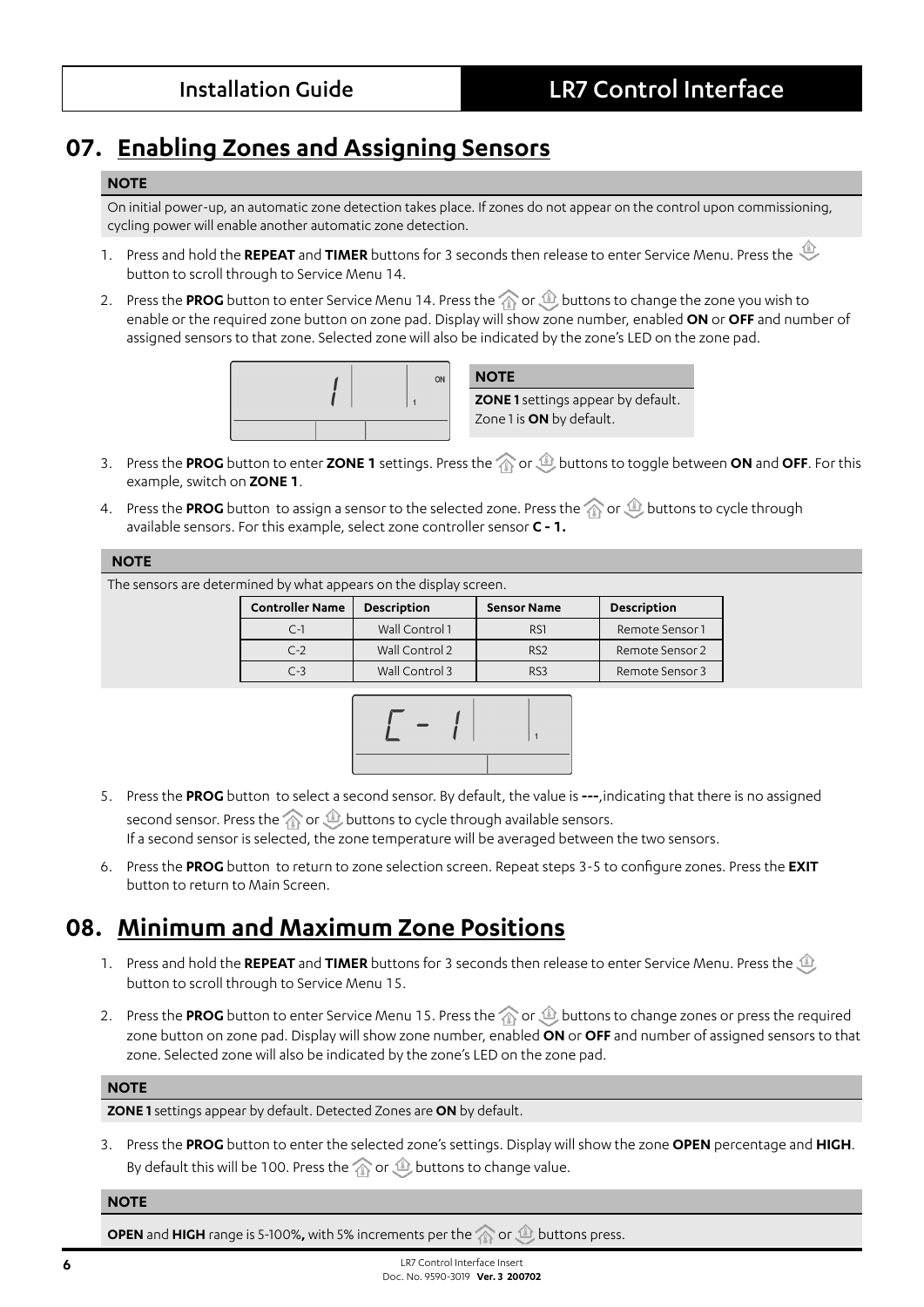## 07. Enabling Zones and Assigning Sensors

**NOTE**

On initial power-up, an automatic zone detection takes place. If zones do not appear on the control upon commissioning, cycling power will enable another automatic zone detection.

1. Press and hold the **REPEAT** and **TIMER** buttons for 3 seconds then release to enter Service Menu. Press the button to scroll through to Service Menu 14.
2. Press the **PROG** button to enter Service Menu 14. Press the or buttons to change the zone you wish to enable or the required zone button on zone pad. Display will show zone number, enabled **ON** or **OFF** and number of assigned sensors to that zone. Selected zone will also be indicated by the zone's LED on the zone pad.

**NOTE**

**ZONE 1** settings appear by default. Zone 1 is **ON** by default.

3. Press the **PROG** button to enter **ZONE 1** settings. Press the or buttons to toggle between **ON** and **OFF**. For this example, switch on **ZONE 1**.
4. Press the **PROG** button to assign a sensor to the selected zone. Press the or buttons to cycle through available sensors. For this example, select zone controller sensor **C - 1.**

**NOTE**

The sensors are determined by what appears on the display screen.

| Controller Name | Description | Sensor Name | Description |
|---|---|---|---|
| C-1 | Wall Control 1 | RS1 | Remote Sensor 1 |
| C-2 | Wall Control 2 | RS2 | Remote Sensor 2 |
| C-3 | Wall Control 3 | RS3 | Remote Sensor 3 |

5. Press the **PROG** button to select a second sensor. By default, the value is **---**,indicating that there is no assigned second sensor. Press the or buttons to cycle through available sensors.
   If a second sensor is selected, the zone temperature will be averaged between the two sensors.
6. Press the **PROG** button to return to zone selection screen. Repeat steps 3-5 to configure zones. Press the **EXIT** button to return to Main Screen.

## 08. Minimum and Maximum Zone Positions

1. Press and hold the **REPEAT** and **TIMER** buttons for 3 seconds then release to enter Service Menu. Press the button to scroll through to Service Menu 15.
2. Press the **PROG** button to enter Service Menu 15. Press the or buttons to change zones or press the required zone button on zone pad. Display will show zone number, enabled **ON** or **OFF** and number of assigned sensors to that zone. Selected zone will also be indicated by the zone's LED on the zone pad.

**NOTE**

**ZONE 1** settings appear by default. Detected Zones are **ON** by default.

3. Press the **PROG** button to enter the selected zone's settings. Display will show the zone **OPEN** percentage and **HIGH**. By default this will be 100. Press the or buttons to change value.

**NOTE**

**OPEN** and **HIGH** range is 5-100%**,** with 5% increments per the or buttons press.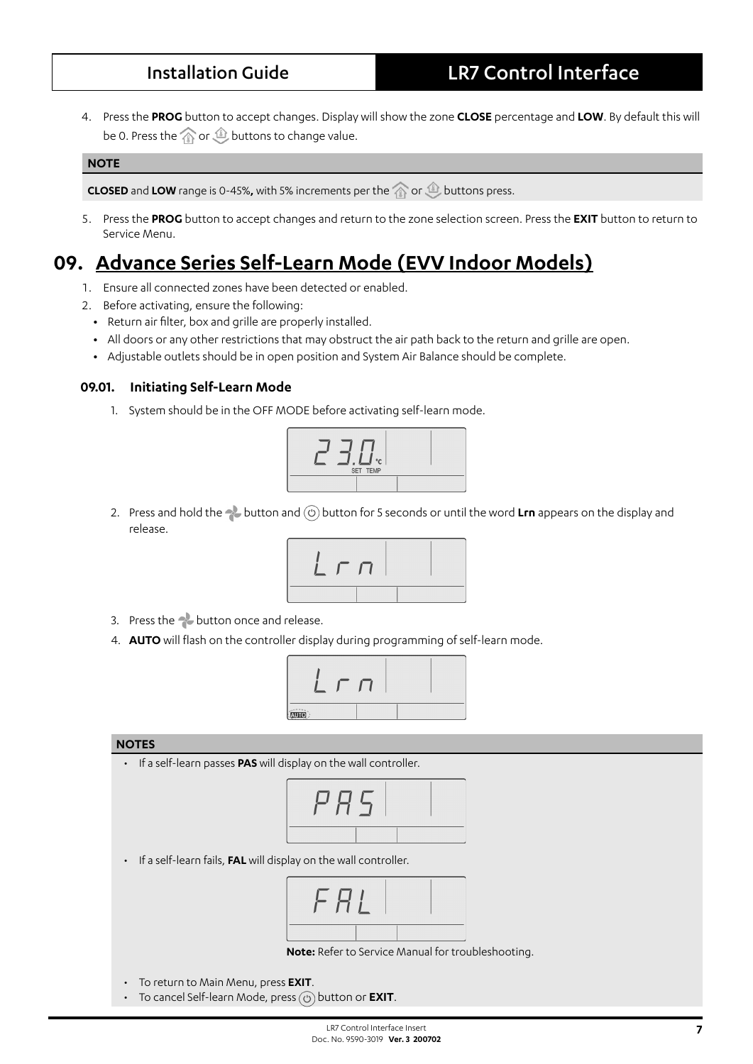4. Press the **PROG** button to accept changes. Display will show the zone **CLOSE** percentage and **LOW**. By default this will be 0. Press the or buttons to change value.

**NOTE**

**CLOSED** and **LOW** range is 0-45%**,** with 5% increments per the or buttons press.

5. Press the **PROG** button to accept changes and return to the zone selection screen. Press the **EXIT** button to return to Service Menu.

# 09. Advance Series Self-Learn Mode (EVV Indoor Models)

1. Ensure all connected zones have been detected or enabled.
2. Before activating, ensure the following:
   - Return air filter, box and grille are properly installed.
   - All doors or any other restrictions that may obstruct the air path back to the return and grille are open.
   - Adjustable outlets should be in open position and System Air Balance should be complete.

## 09.01. Initiating Self-Learn Mode

1. System should be in the OFF MODE before activating self-learn mode.

   23.0 °C SET TEMP

2. Press and hold the button and button for 5 seconds or until the word **Lrn** appears on the display and release.

   Lrn

3. Press the button once and release.
4. **AUTO** will flash on the controller display during programming of self-learn mode.

   Lrn AUTO

**NOTES**

- If a self-learn passes **PAS** will display on the wall controller.

  PAS

- If a self-learn fails, **FAL** will display on the wall controller.

  FAL

  **Note:** Refer to Service Manual for troubleshooting.

- To return to Main Menu, press **EXIT**.
- To cancel Self-learn Mode, press button or **EXIT**.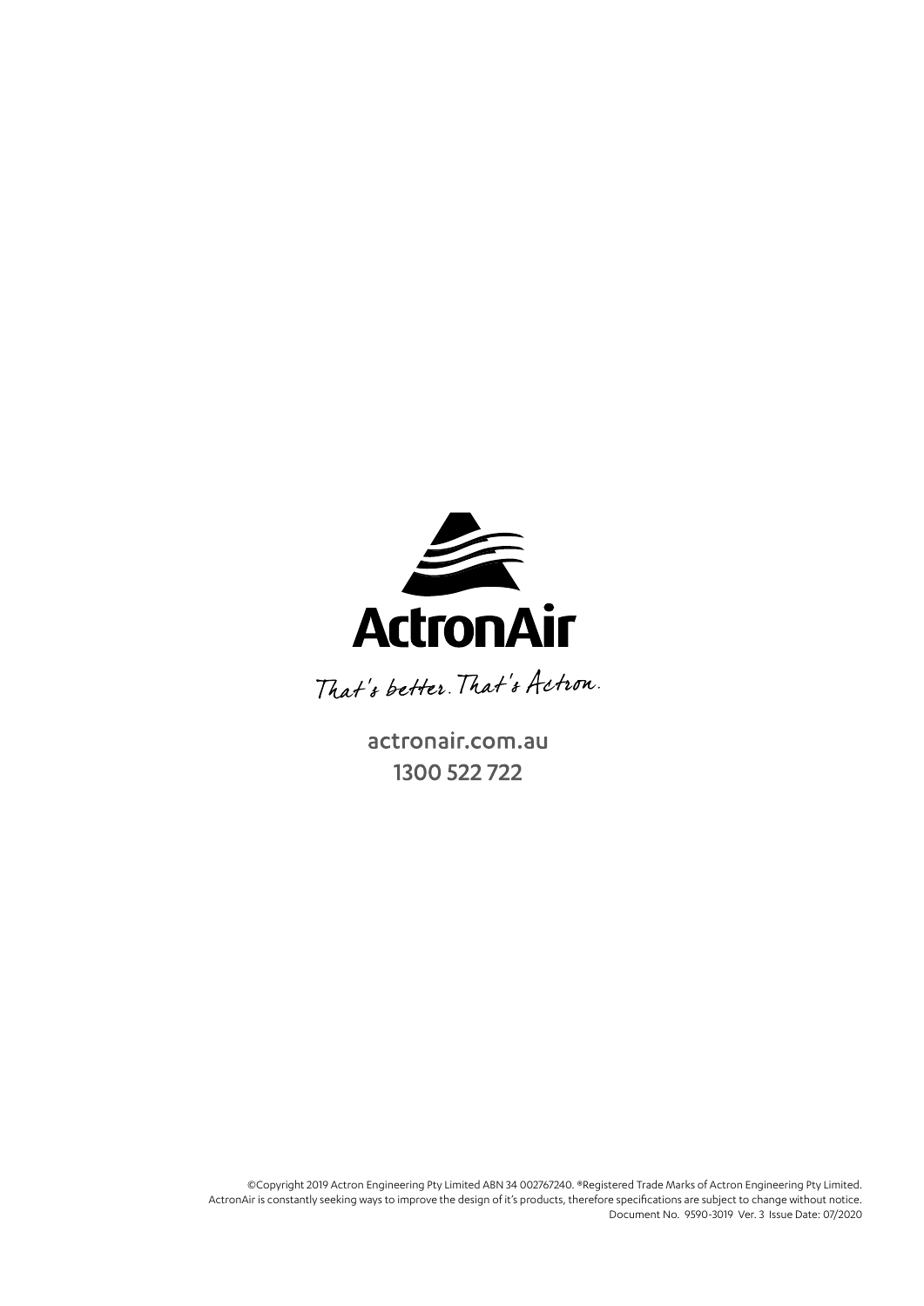ActronAir

That's better. That's Actron.

actronair.com.au

1300 522 722

©Copyright 2019 Actron Engineering Pty Limited ABN 34 002767240. ®Registered Trade Marks of Actron Engineering Pty Limited.
ActronAir is constantly seeking ways to improve the design of it's products, therefore specifications are subject to change without notice.
Document No. 9590-3019 Ver. 3 Issue Date: 07/2020